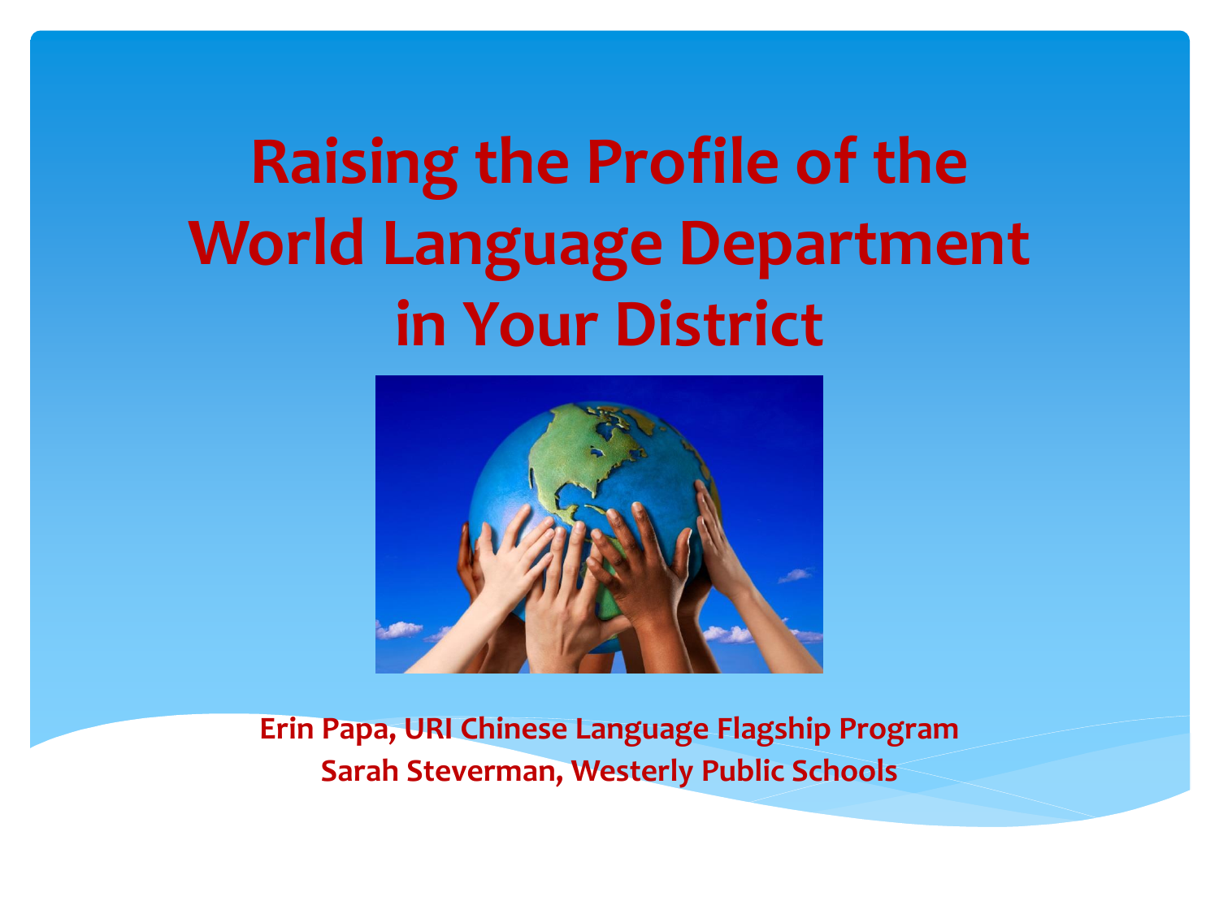# Raising the Profile of the World Language Department in Your District

**Erin Papa, URI Chinese Language Flagship Program**
**Sarah Steverman, Westerly Public Schools**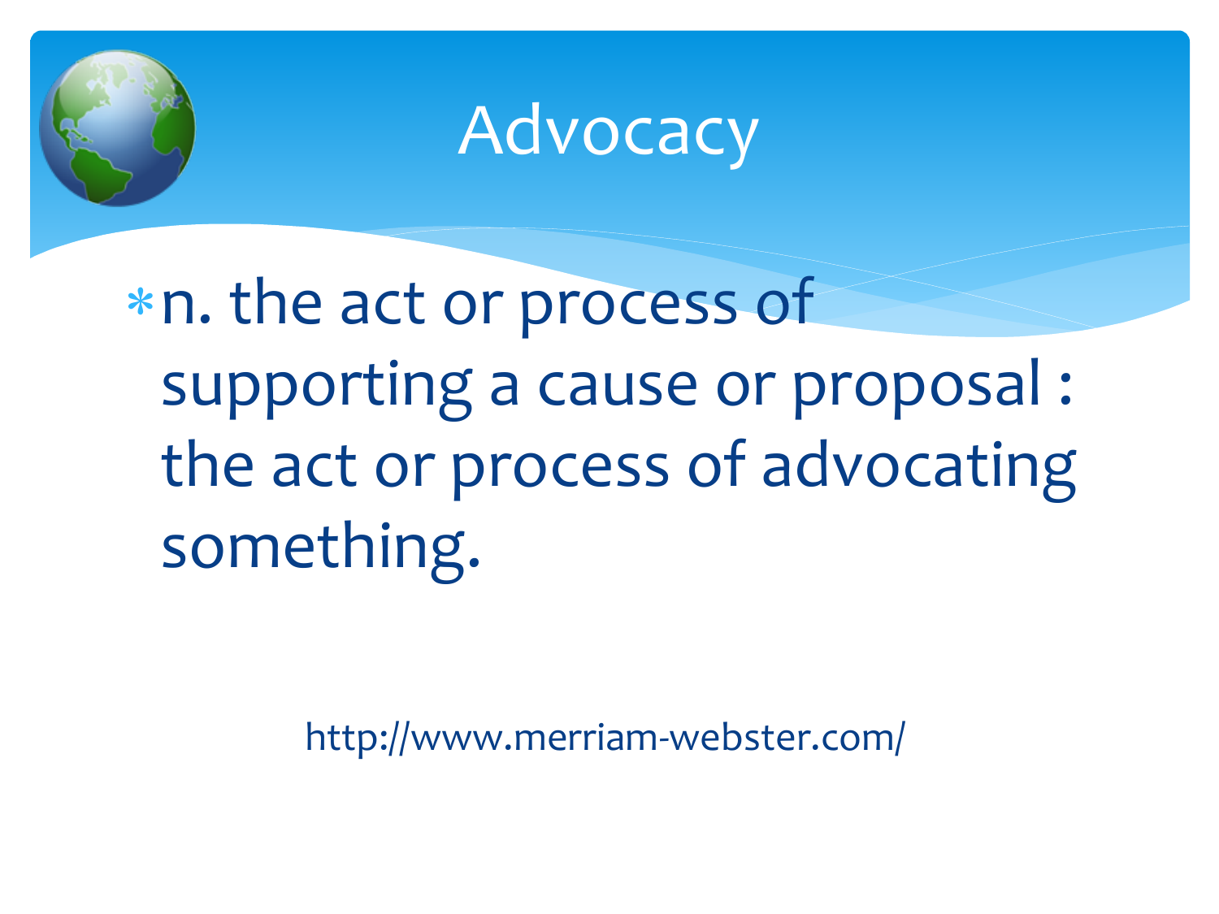# Advocacy

* n. the act or process of supporting a cause or proposal : the act or process of advocating something.

http://www.merriam-webster.com/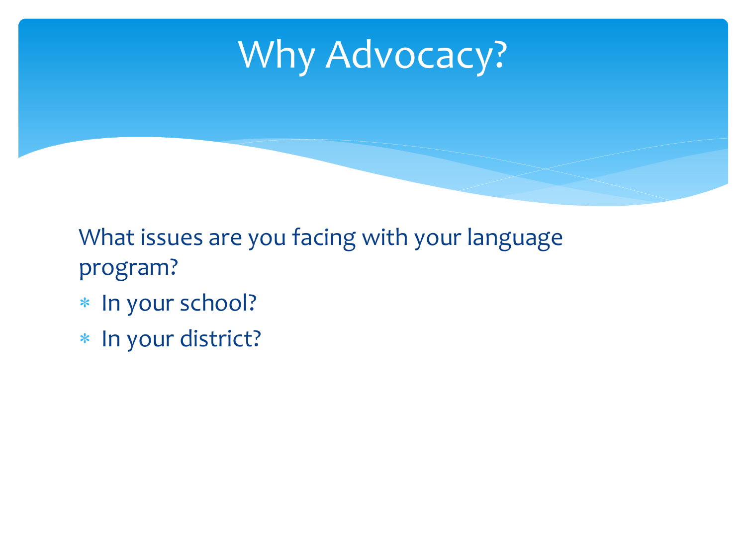# Why Advocacy?

What issues are you facing with your language program?

- In your school?
- In your district?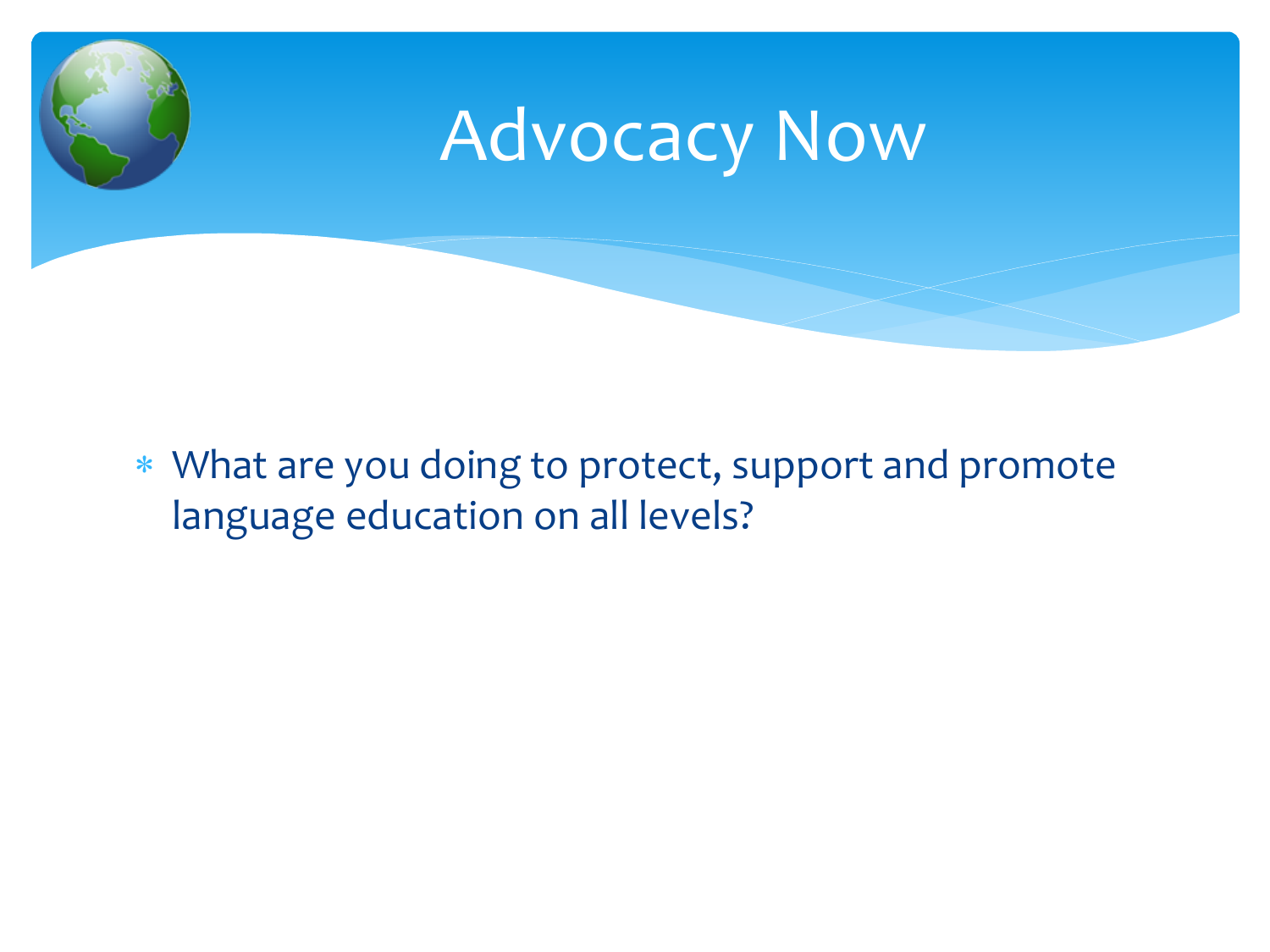# Advocacy Now

* What are you doing to protect, support and promote language education on all levels?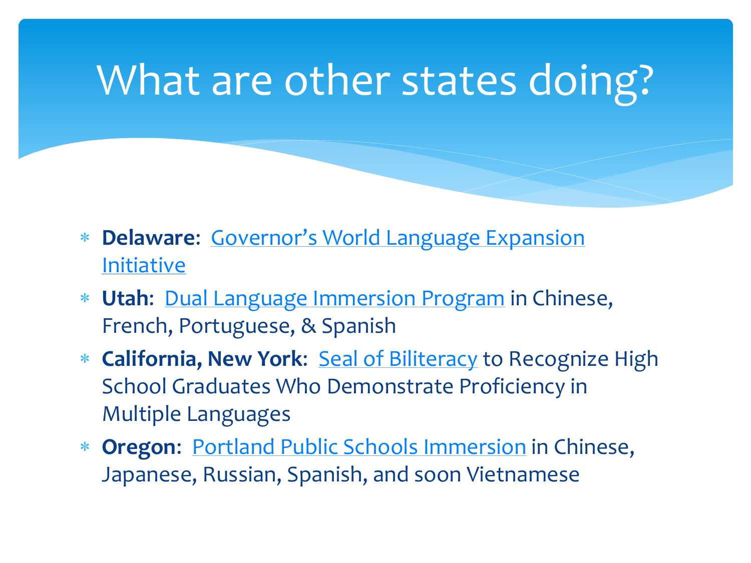# What are other states doing?

* **Delaware**: Governor's World Language Expansion Initiative
* **Utah**: Dual Language Immersion Program in Chinese, French, Portuguese, & Spanish
* **California, New York**: Seal of Biliteracy to Recognize High School Graduates Who Demonstrate Proficiency in Multiple Languages
* **Oregon**: Portland Public Schools Immersion in Chinese, Japanese, Russian, Spanish, and soon Vietnamese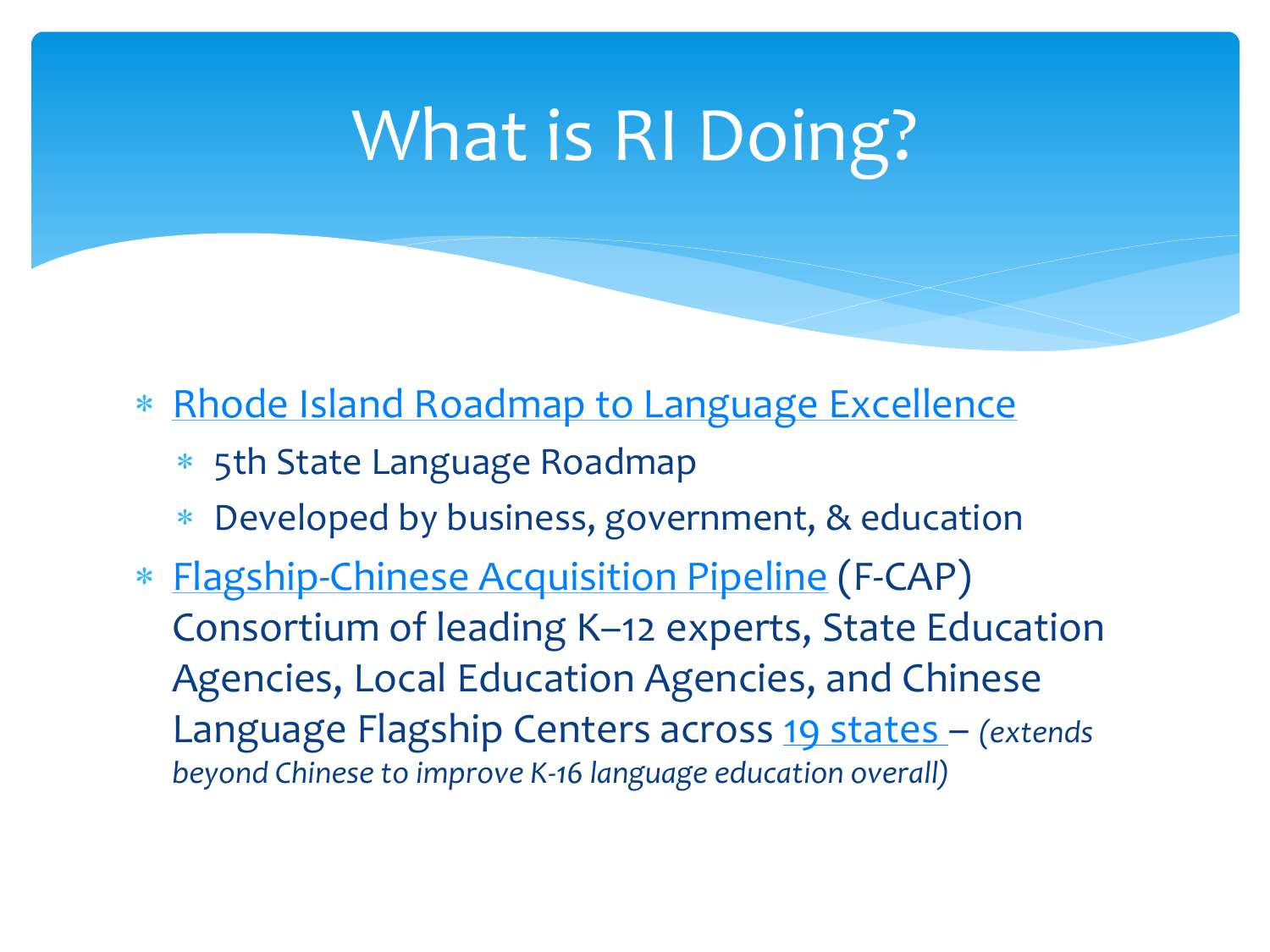# What is RI Doing?

- Rhode Island Roadmap to Language Excellence
  - 5th State Language Roadmap
  - Developed by business, government, & education
- Flagship-Chinese Acquisition Pipeline (F-CAP) Consortium of leading K–12 experts, State Education Agencies, Local Education Agencies, and Chinese Language Flagship Centers across 19 states – *(extends beyond Chinese to improve K-16 language education overall)*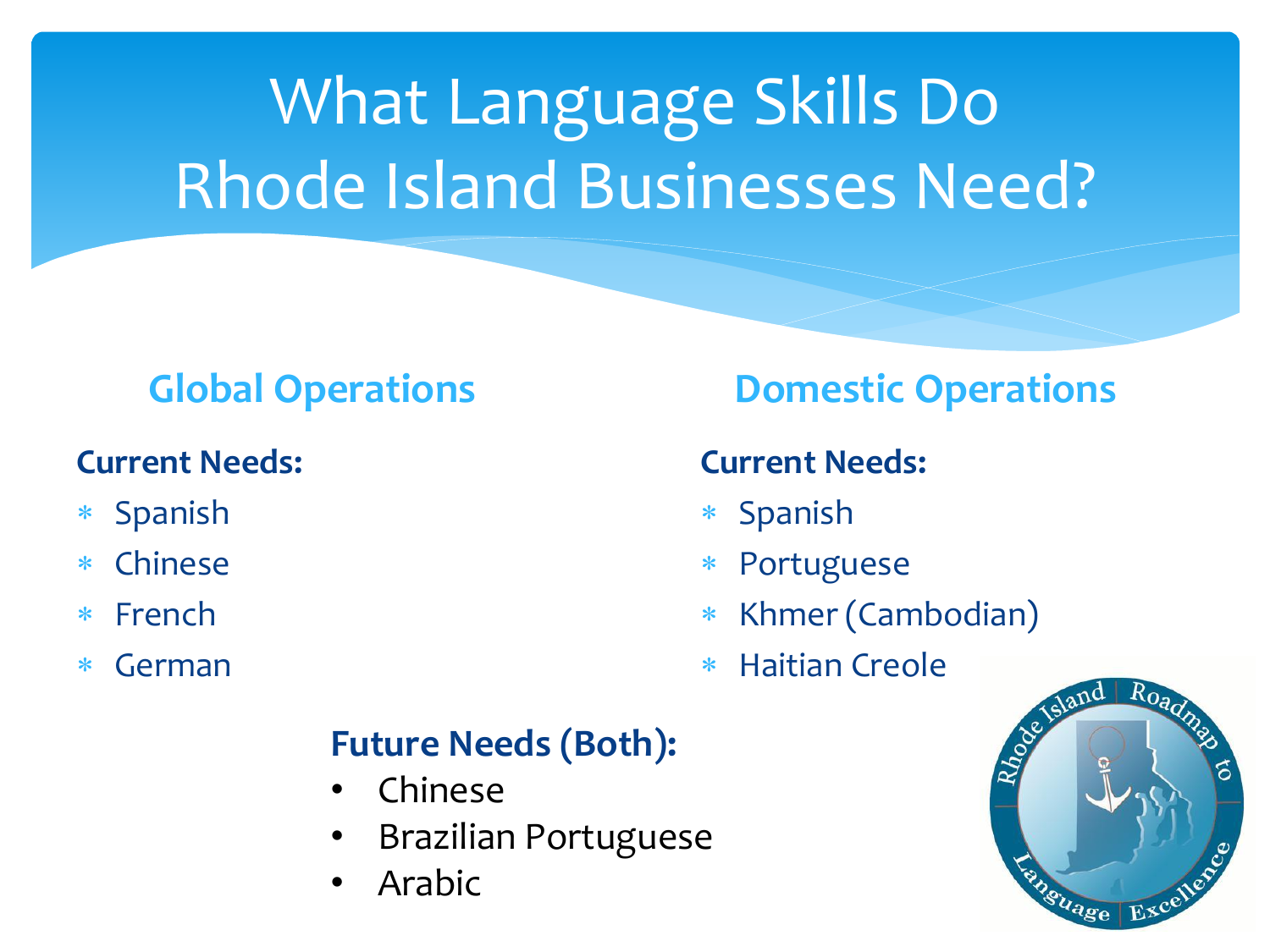# What Language Skills Do Rhode Island Businesses Need?

## Global Operations

**Current Needs:**

- Spanish
- Chinese
- French
- German

## Domestic Operations

**Current Needs:**

- Spanish
- Portuguese
- Khmer (Cambodian)
- Haitian Creole

**Future Needs (Both):**

- Chinese
- Brazilian Portuguese
- Arabic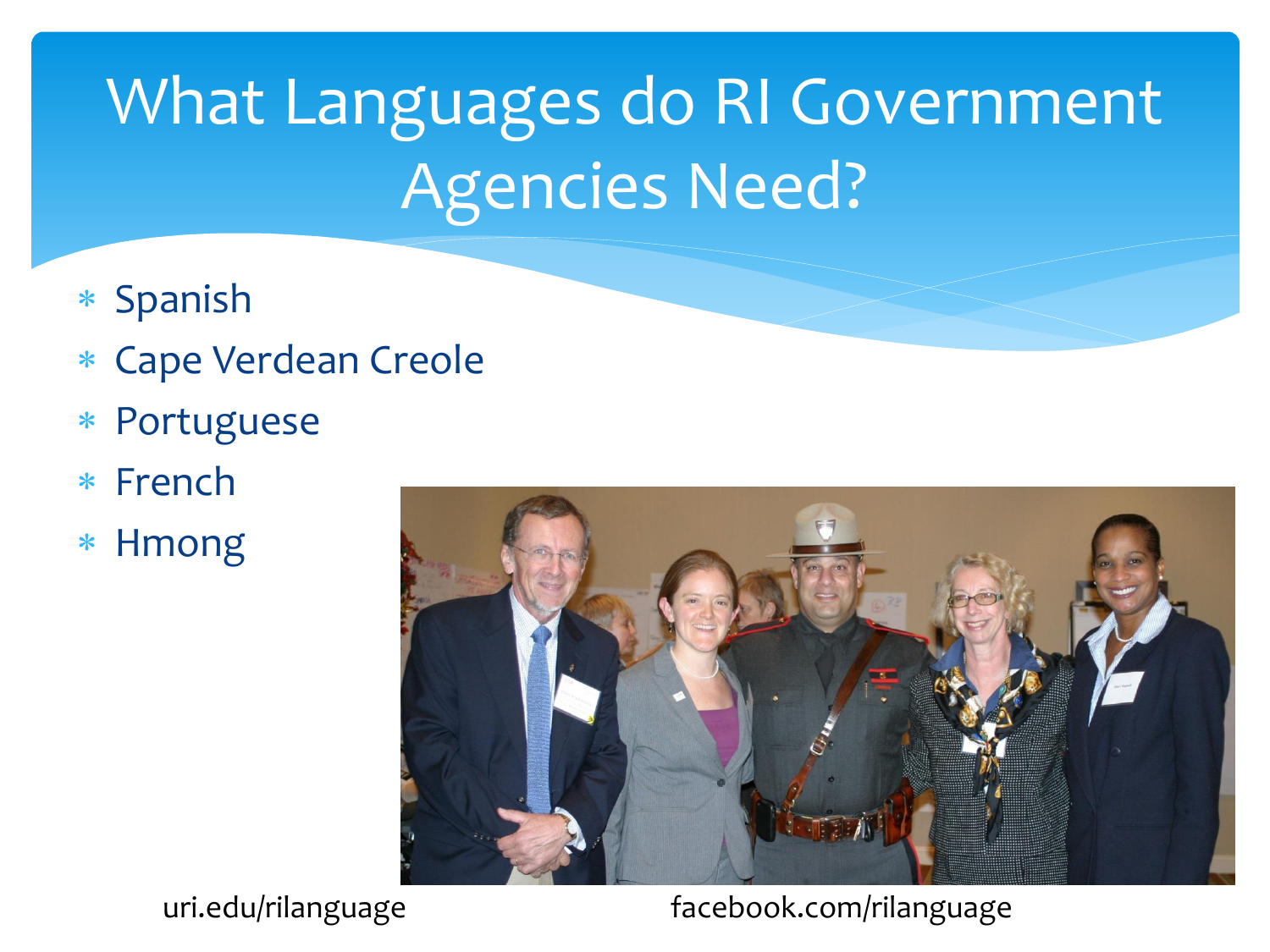# What Languages do RI Government Agencies Need?

- Spanish
- Cape Verdean Creole
- Portuguese
- French
- Hmong

uri.edu/rilanguage

facebook.com/rilanguage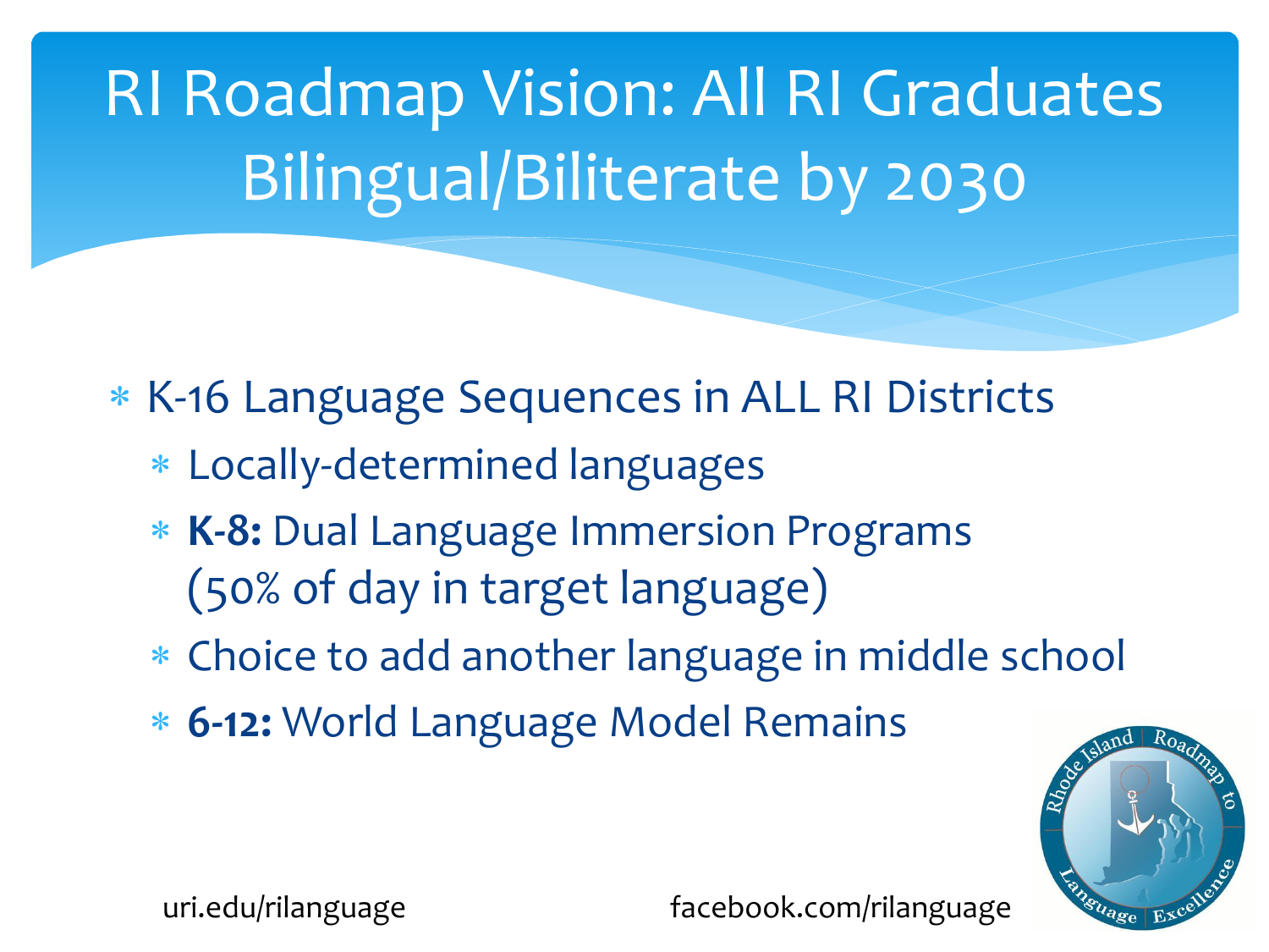# RI Roadmap Vision: All RI Graduates Bilingual/Biliterate by 2030

* K-16 Language Sequences in ALL RI Districts
  * Locally-determined languages
  * **K-8:** Dual Language Immersion Programs (50% of day in target language)
  * Choice to add another language in middle school
  * **6-12:** World Language Model Remains

uri.edu/rilanguage

facebook.com/rilanguage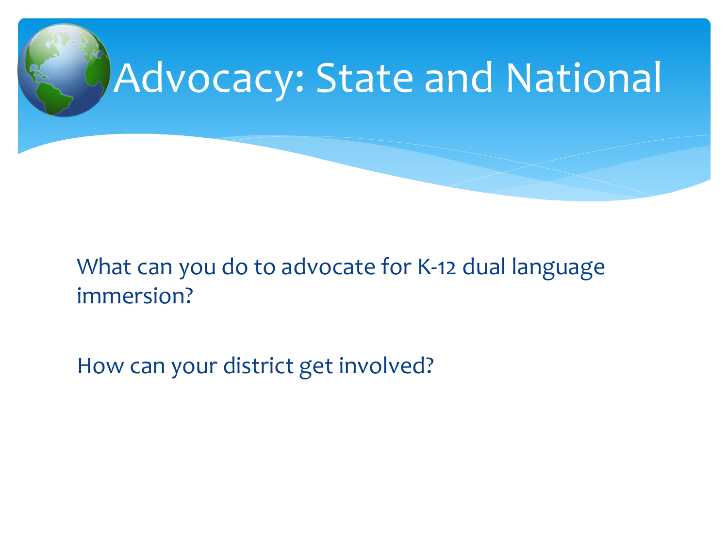# Advocacy: State and National

What can you do to advocate for K-12 dual language immersion?

How can your district get involved?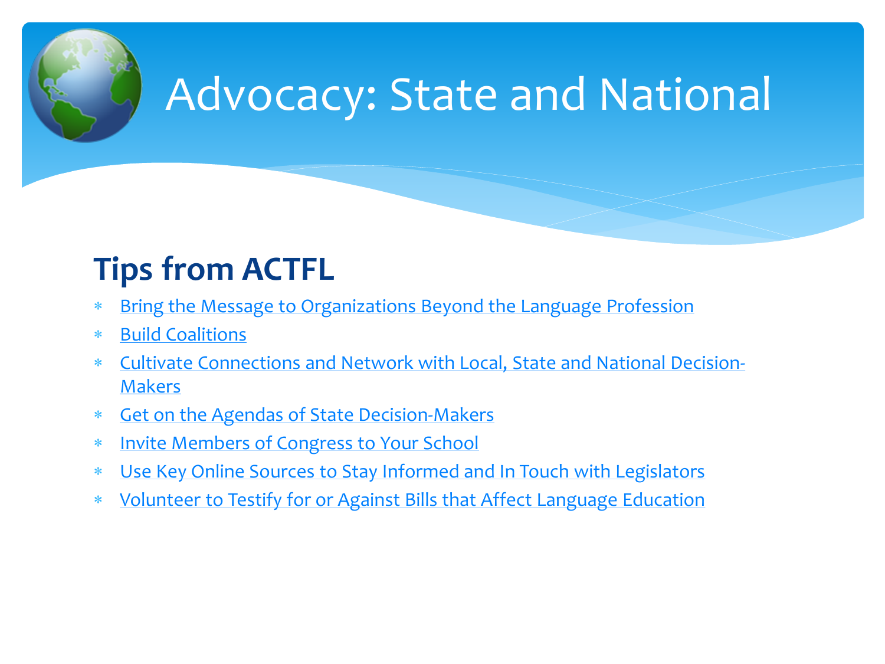# Advocacy: State and National

## Tips from ACTFL

- Bring the Message to Organizations Beyond the Language Profession
- Build Coalitions
- Cultivate Connections and Network with Local, State and National Decision-Makers
- Get on the Agendas of State Decision-Makers
- Invite Members of Congress to Your School
- Use Key Online Sources to Stay Informed and In Touch with Legislators
- Volunteer to Testify for or Against Bills that Affect Language Education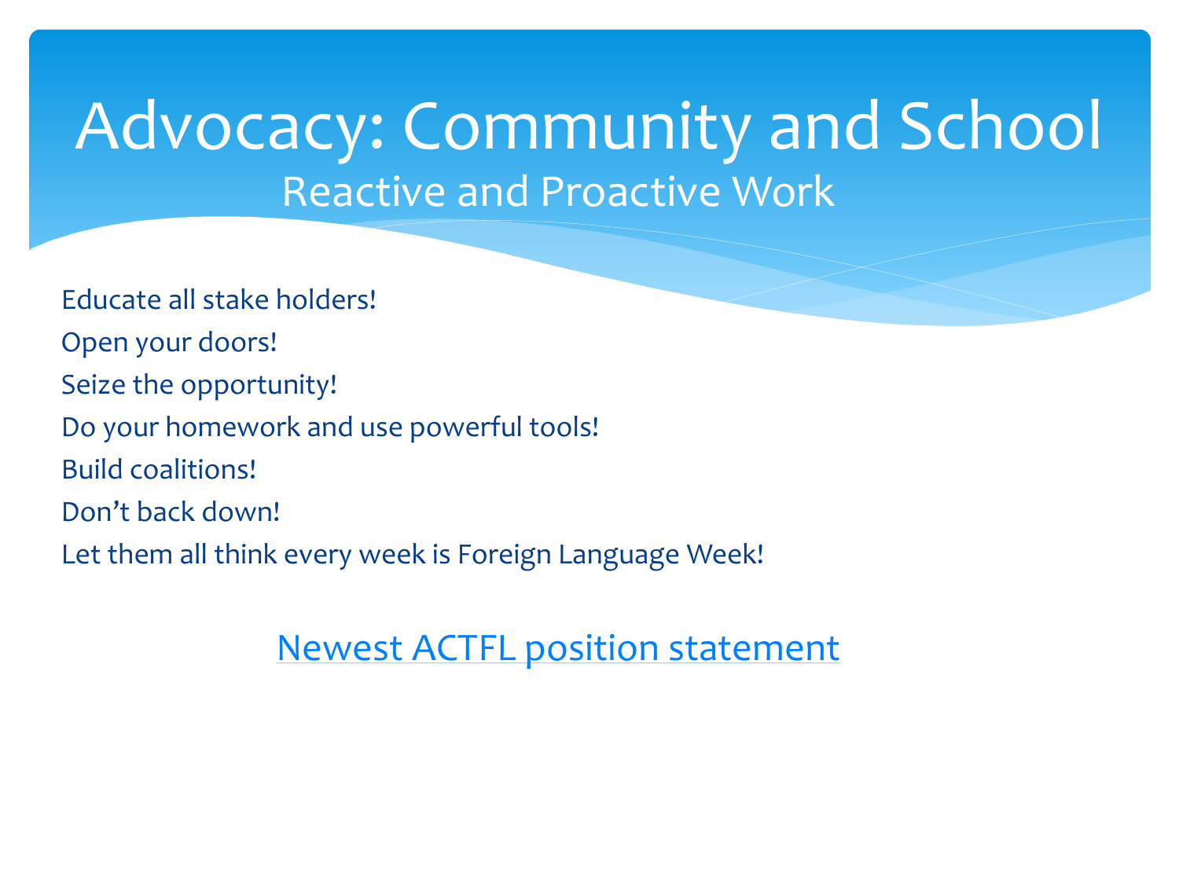# Advocacy: Community and School

## Reactive and Proactive Work

Educate all stake holders!

Open your doors!

Seize the opportunity!

Do your homework and use powerful tools!

Build coalitions!

Don't back down!

Let them all think every week is Foreign Language Week!

Newest ACTFL position statement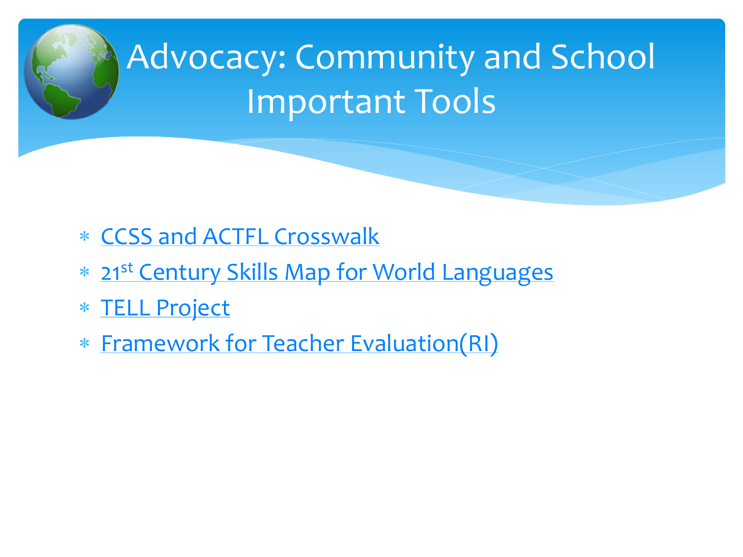# Advocacy: Community and School Important Tools

- CCSS and ACTFL Crosswalk
- 21st Century Skills Map for World Languages
- TELL Project
- Framework for Teacher Evaluation(RI)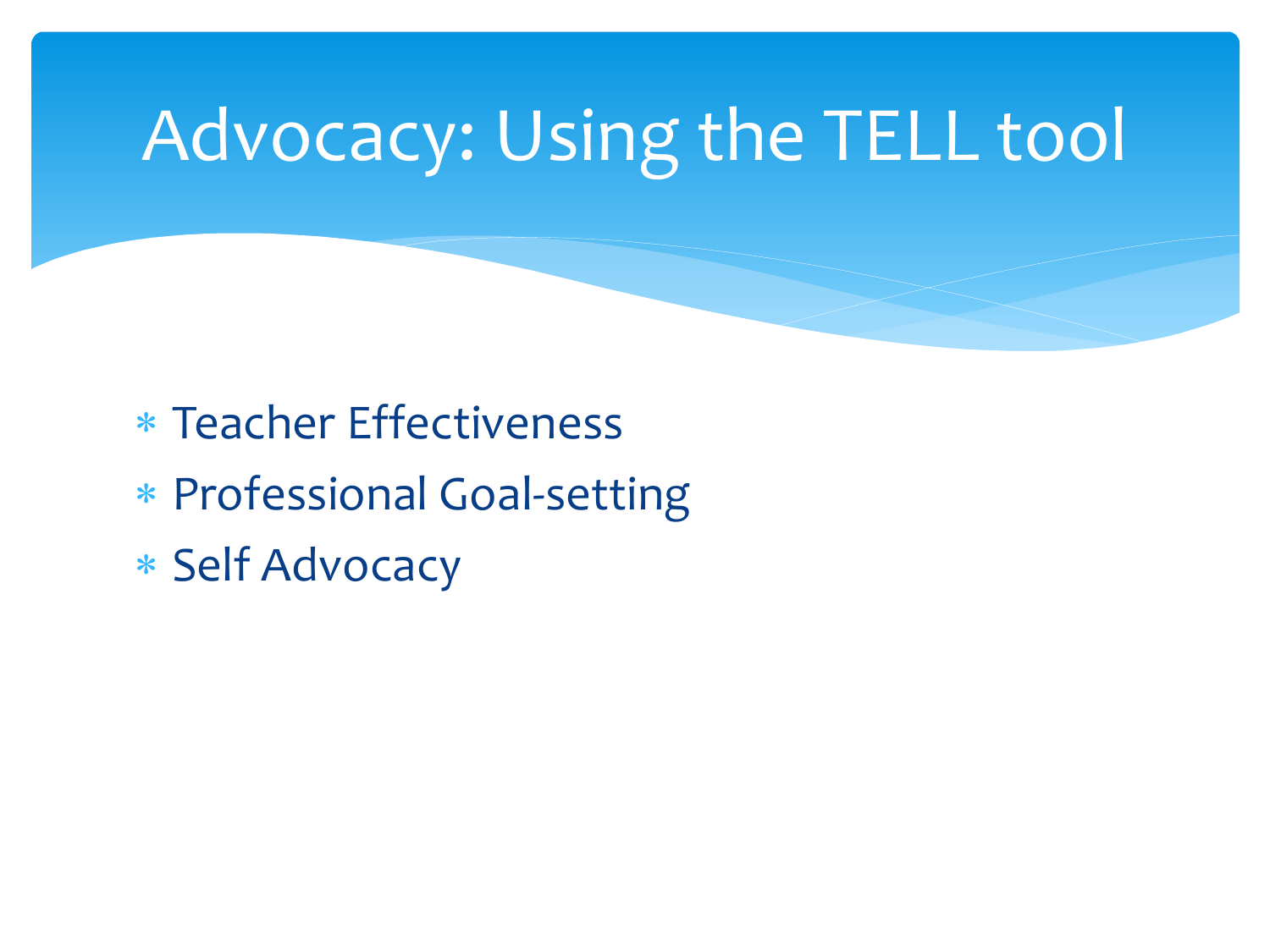# Advocacy: Using the TELL tool

- Teacher Effectiveness
- Professional Goal-setting
- Self Advocacy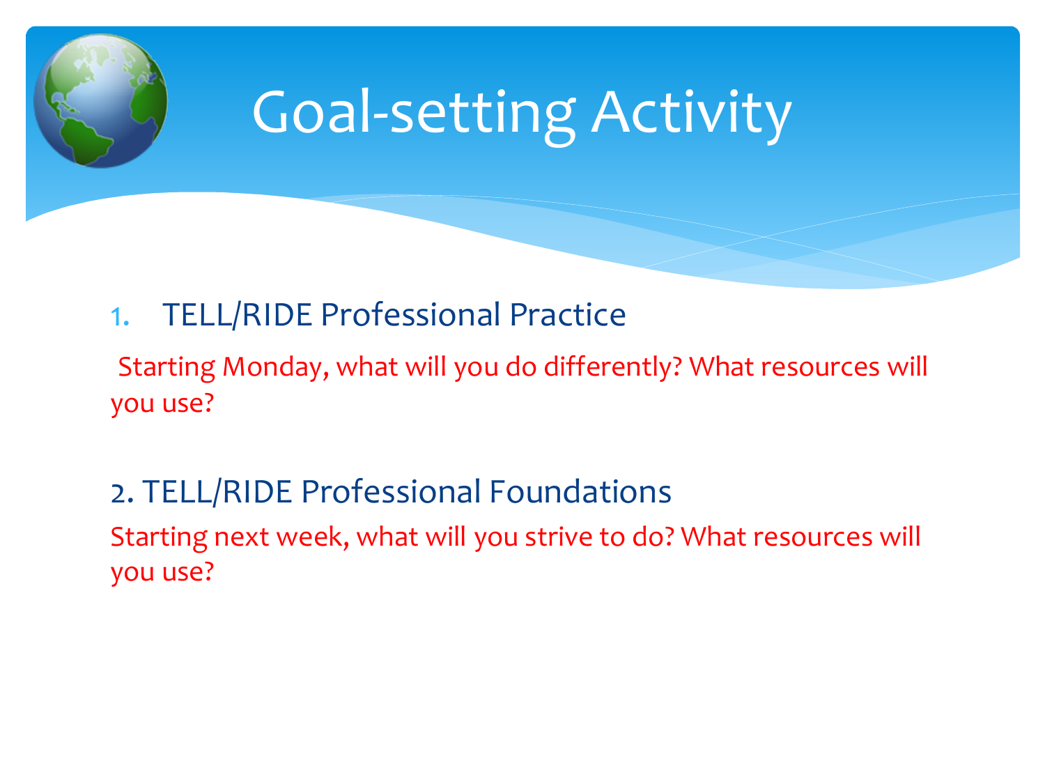# Goal-setting Activity

1. TELL/RIDE Professional Practice

Starting Monday, what will you do differently? What resources will you use?

2. TELL/RIDE Professional Foundations

Starting next week, what will you strive to do? What resources will you use?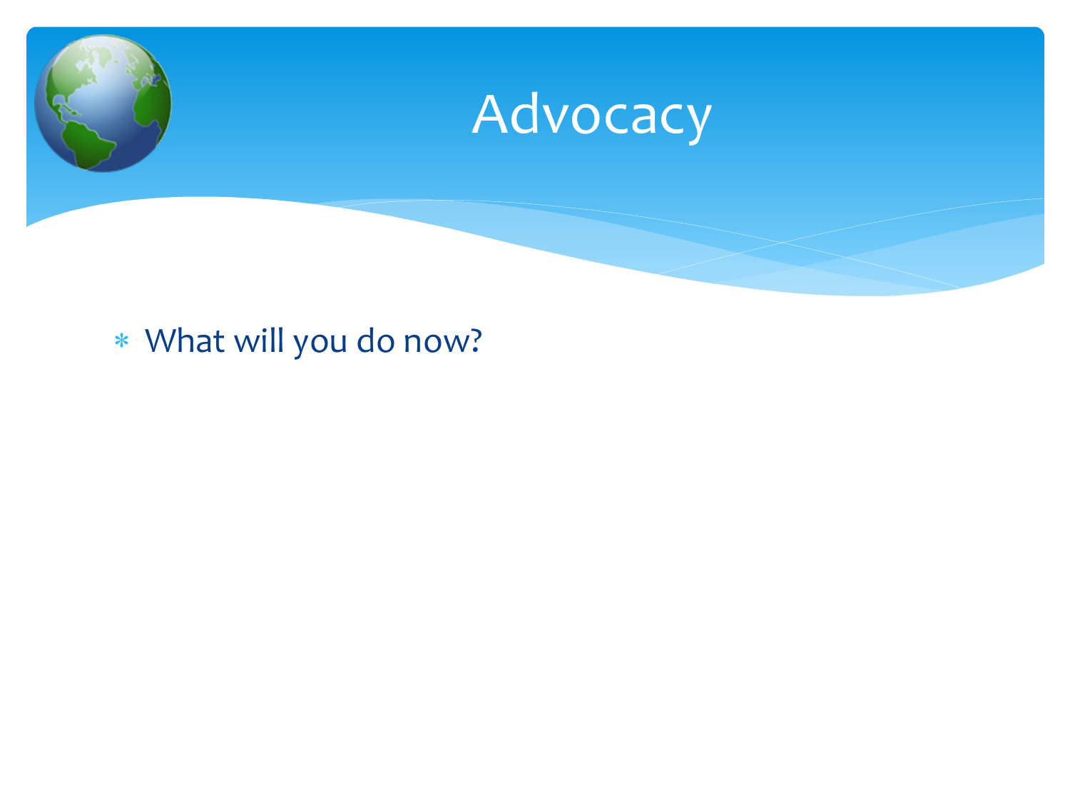# Advocacy

- What will you do now?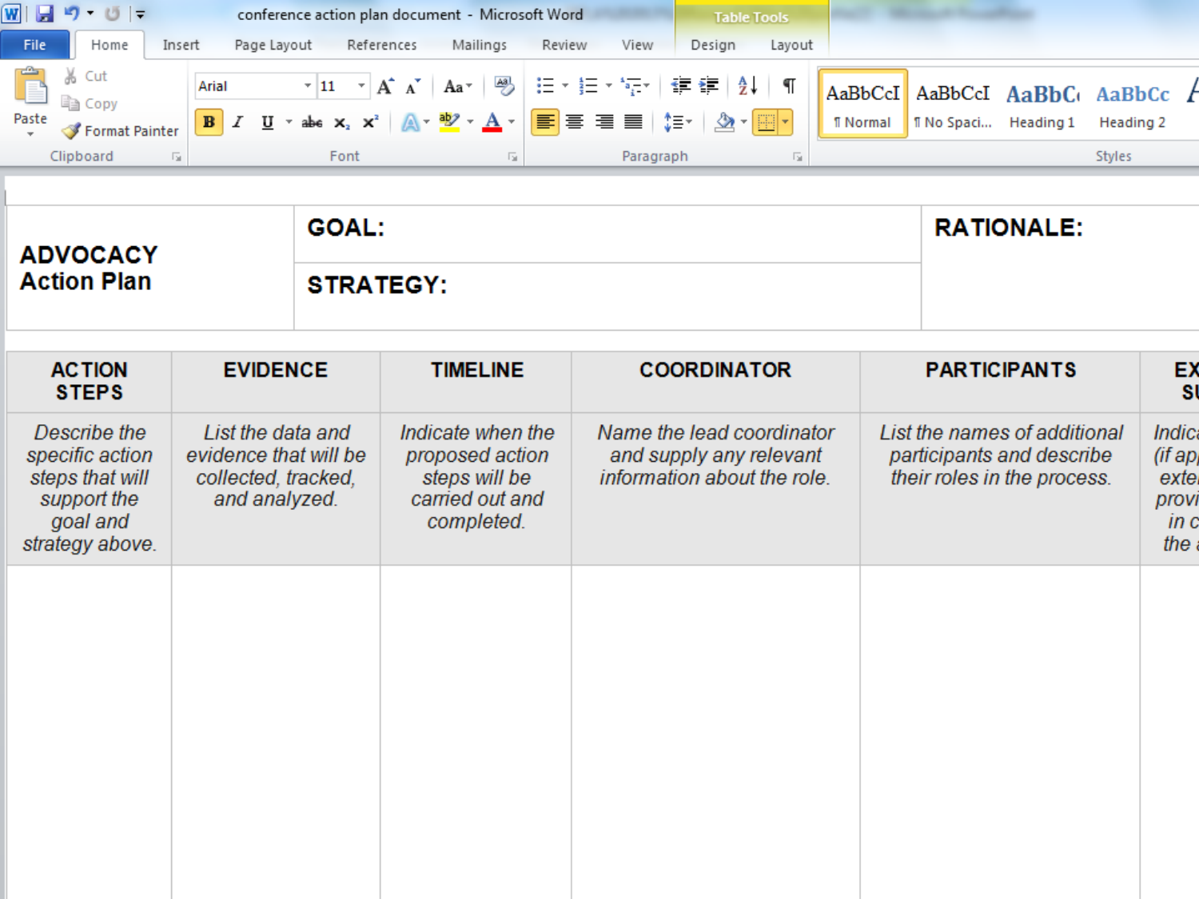| ADVOCACY Action Plan | GOAL: | RATIONALE: |
|---|---|---|
| | STRATEGY: | |

| ACTION STEPS | EVIDENCE | TIMELINE | COORDINATOR | PARTICIPANTS | EX SU |
|---|---|---|---|---|---|
| *Describe the specific action steps that will support the goal and strategy above.* | *List the data and evidence that will be collected, tracked, and analyzed.* | *Indicate when the proposed action steps will be carried out and completed.* | *Name the lead coordinator and supply any relevant information about the role.* | *List the names of additional participants and describe their roles in the process.* | *Indica (if ap exte provi in c the* |
| | | | | | |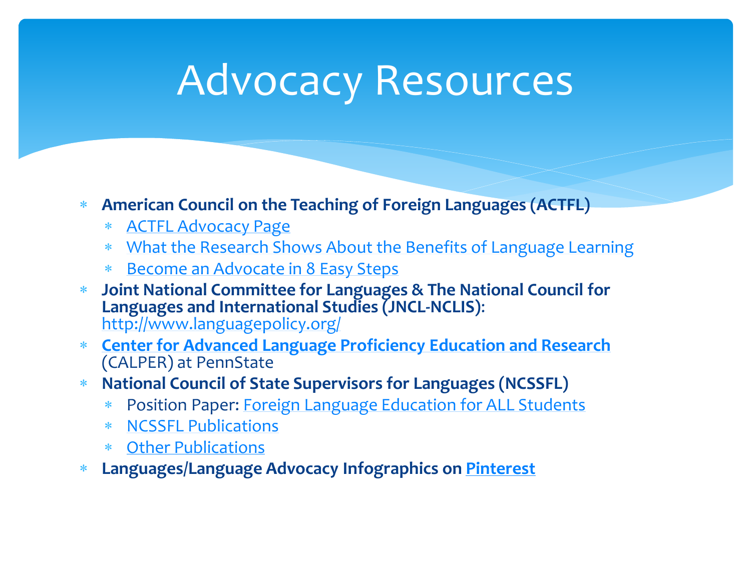# Advocacy Resources

- **American Council on the Teaching of Foreign Languages (ACTFL)**
  - ACTFL Advocacy Page
  - What the Research Shows About the Benefits of Language Learning
  - Become an Advocate in 8 Easy Steps
- **Joint National Committee for Languages & The National Council for Languages and International Studies (JNCL-NCLIS):** http://www.languagepolicy.org/
- **Center for Advanced Language Proficiency Education and Research** (CALPER) at PennState
- **National Council of State Supervisors for Languages (NCSSFL)**
  - Position Paper: Foreign Language Education for ALL Students
  - NCSSFL Publications
  - Other Publications
- **Languages/Language Advocacy Infographics on Pinterest**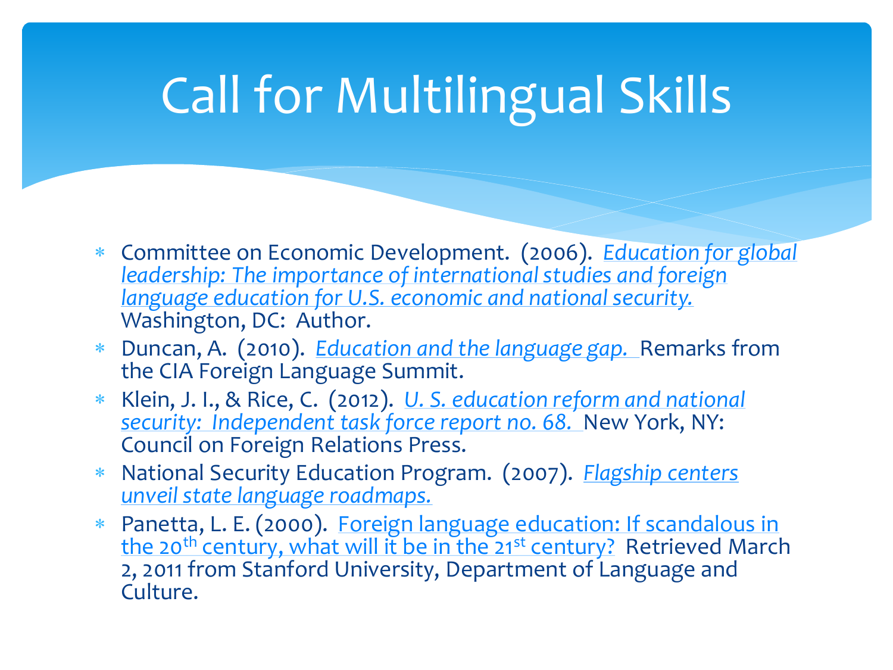# Call for Multilingual Skills

* Committee on Economic Development. (2006). *Education for global leadership: The importance of international studies and foreign language education for U.S. economic and national security.* Washington, DC: Author.
* Duncan, A. (2010). *Education and the language gap.* Remarks from the CIA Foreign Language Summit.
* Klein, J. I., & Rice, C. (2012). *U. S. education reform and national security: Independent task force report no. 68.* New York, NY: Council on Foreign Relations Press.
* National Security Education Program. (2007). *Flagship centers unveil state language roadmaps.*
* Panetta, L. E. (2000). Foreign language education: If scandalous in the 20th century, what will it be in the 21st century? Retrieved March 2, 2011 from Stanford University, Department of Language and Culture.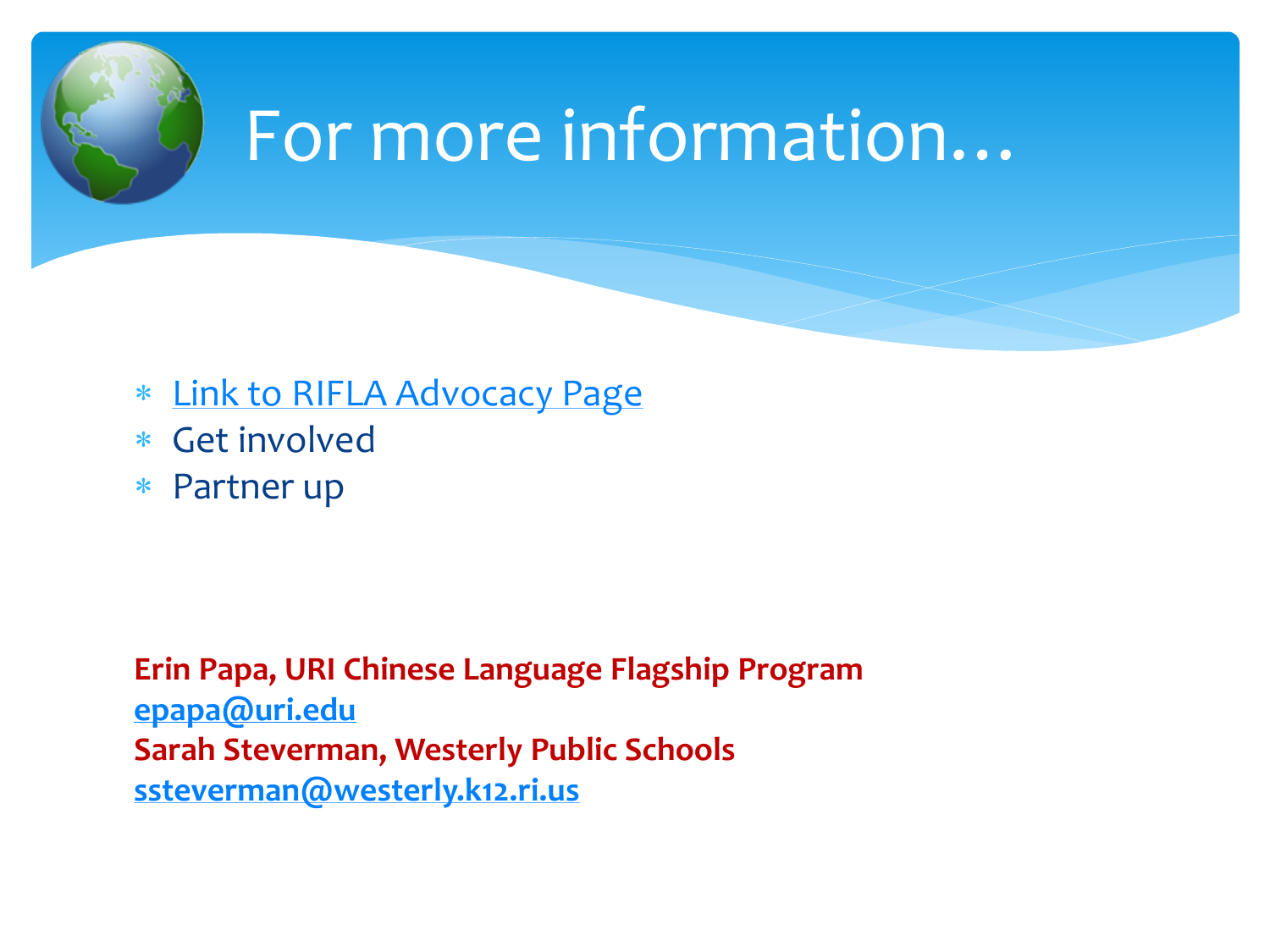# For more information…

- Link to RIFLA Advocacy Page
- Get involved
- Partner up

**Erin Papa, URI Chinese Language Flagship Program**
**epapa@uri.edu**
**Sarah Steverman, Westerly Public Schools**
**ssteverman@westerly.k12.ri.us**